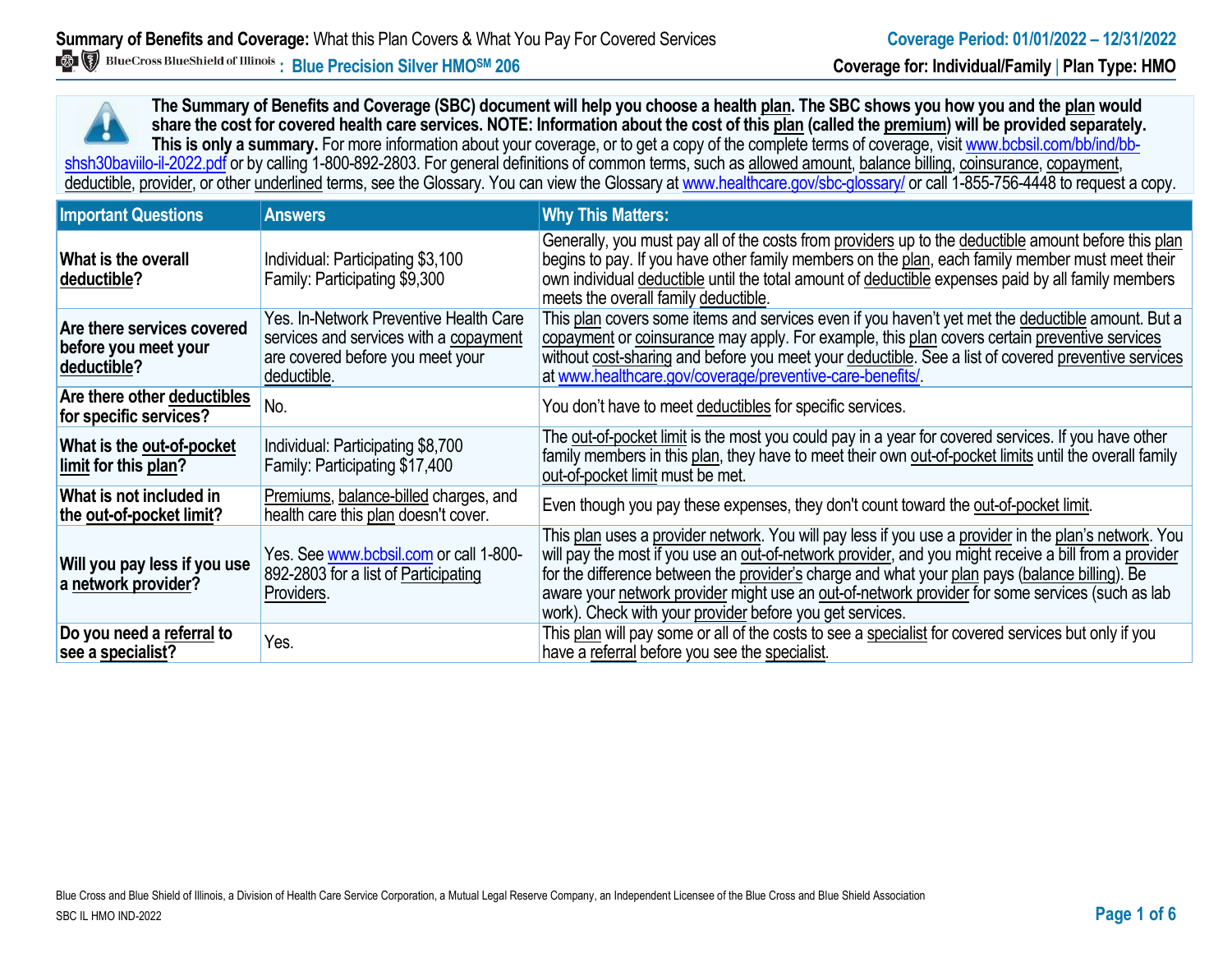**Summary of Benefits and Coverage:** What this Plan Covers & What You Pay For Covered Services

**Coverage Period: 01/01/2022 – 12/31/2022**

BlueCross BlueShield of Illinois **: Blue Precision Silver HMO℠ 206**

**Coverage for: Individual/Family | Plan Type: HMO**

**The Summary of Benefits and Coverage (SBC) document will help you choose a health plan. The SBC shows you how you and the plan would share the cost for covered health care services. NOTE: Information about the cost of this plan (called the premium) will be provided separately. This is only a summary.** For more information about your coverage, or to get a copy of the complete terms of coverage, visit www.bcbsil.com/bb/ind/bb-shsh30baviilo-il-2022.pdf or by calling 1-800-892-2803. For general definitions of common terms, such as allowed amount, balance billing, coinsurance, copayment, deductible, provider, or other underlined terms, see the Glossary. You can view the Glossary at www.healthcare.gov/sbc-glossary/ or call 1-855-756-4448 to request a copy.

| Important Questions | Answers | Why This Matters: |
|---|---|---|
| **What is the overall deductible?** | Individual: Participating $3,100<br>Family: Participating $9,300 | Generally, you must pay all of the costs from providers up to the deductible amount before this plan begins to pay. If you have other family members on the plan, each family member must meet their own individual deductible until the total amount of deductible expenses paid by all family members meets the overall family deductible. |
| **Are there services covered before you meet your deductible?** | Yes. In-Network Preventive Health Care services and services with a copayment are covered before you meet your deductible. | This plan covers some items and services even if you haven't yet met the deductible amount. But a copayment or coinsurance may apply. For example, this plan covers certain preventive services without cost-sharing and before you meet your deductible. See a list of covered preventive services at www.healthcare.gov/coverage/preventive-care-benefits/. |
| **Are there other deductibles for specific services?** | No. | You don't have to meet deductibles for specific services. |
| **What is the out-of-pocket limit for this plan?** | Individual: Participating $8,700<br>Family: Participating $17,400 | The out-of-pocket limit is the most you could pay in a year for covered services. If you have other family members in this plan, they have to meet their own out-of-pocket limits until the overall family out-of-pocket limit must be met. |
| **What is not included in the out-of-pocket limit?** | Premiums, balance-billed charges, and health care this plan doesn't cover. | Even though you pay these expenses, they don't count toward the out-of-pocket limit. |
| **Will you pay less if you use a network provider?** | Yes. See www.bcbsil.com or call 1-800-892-2803 for a list of Participating Providers. | This plan uses a provider network. You will pay less if you use a provider in the plan's network. You will pay the most if you use an out-of-network provider, and you might receive a bill from a provider for the difference between the provider's charge and what your plan pays (balance billing). Be aware your network provider might use an out-of-network provider for some services (such as lab work). Check with your provider before you get services. |
| **Do you need a referral to see a specialist?** | Yes. | This plan will pay some or all of the costs to see a specialist for covered services but only if you have a referral before you see the specialist. |

Blue Cross and Blue Shield of Illinois, a Division of Health Care Service Corporation, a Mutual Legal Reserve Company, an Independent Licensee of the Blue Cross and Blue Shield Association

SBC IL HMO IND-2022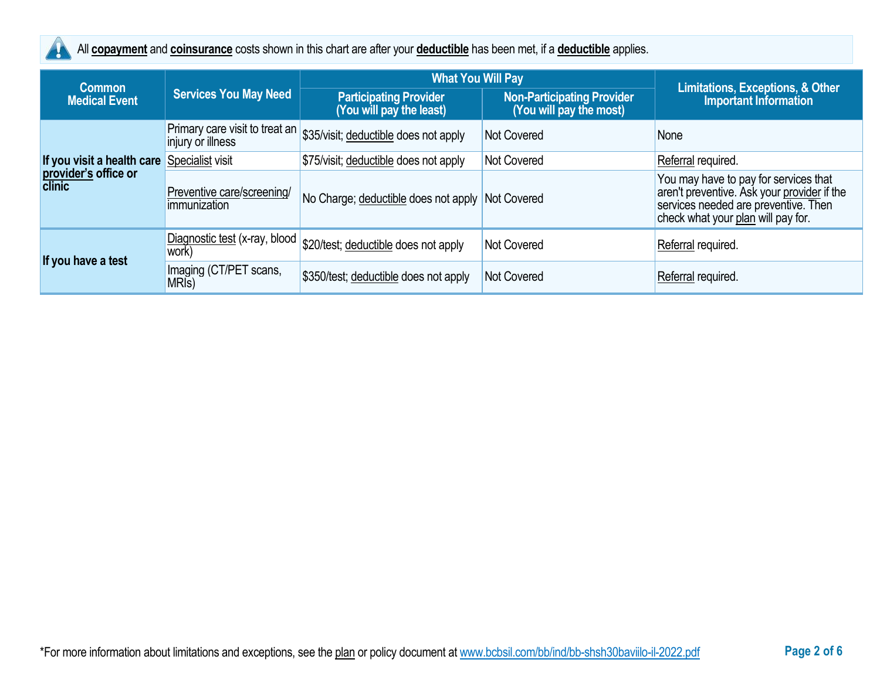All **copayment** and **coinsurance** costs shown in this chart are after your **deductible** has been met, if a **deductible** applies.

| Common Medical Event | Services You May Need | What You Will Pay | | Limitations, Exceptions, & Other Important Information |
|---|---|---|---|---|
| | | Participating Provider (You will pay the least) | Non-Participating Provider (You will pay the most) | |
| If you visit a health care provider's office or clinic | Primary care visit to treat an injury or illness | $35/visit; deductible does not apply | Not Covered | None |
| | Specialist visit | $75/visit; deductible does not apply | Not Covered | Referral required. |
| | Preventive care/screening/ immunization | No Charge; deductible does not apply | Not Covered | You may have to pay for services that aren't preventive. Ask your provider if the services needed are preventive. Then check what your plan will pay for. |
| If you have a test | Diagnostic test (x-ray, blood work) | $20/test; deductible does not apply | Not Covered | Referral required. |
| | Imaging (CT/PET scans, MRIs) | $350/test; deductible does not apply | Not Covered | Referral required. |

*For more information about limitations and exceptions, see the plan or policy document at www.bcbsil.com/bb/ind/bb-shsh30baviilo-il-2022.pdf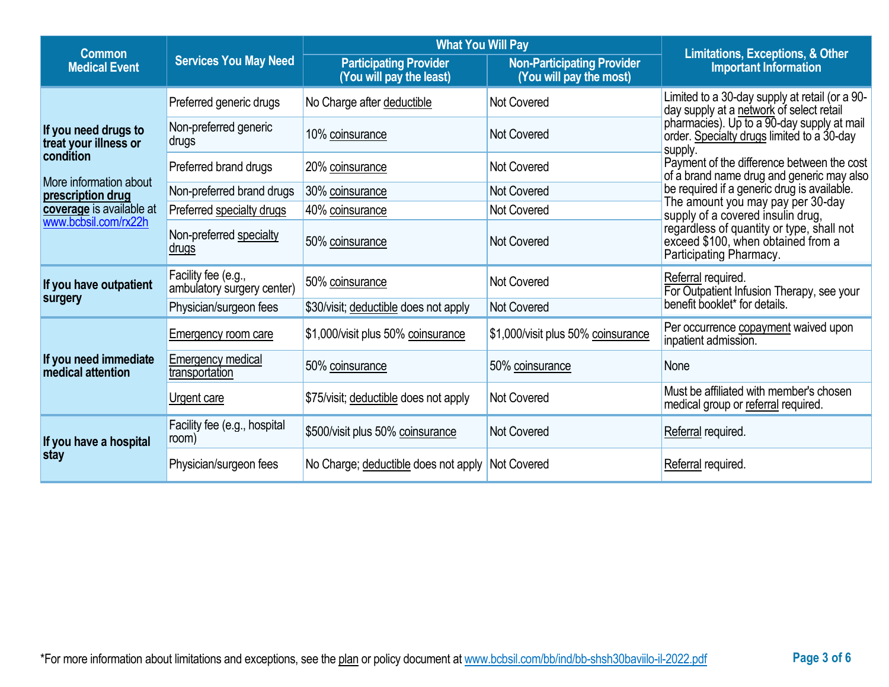| Common Medical Event | Services You May Need | What You Will Pay | | Limitations, Exceptions, & Other Important Information |
|---|---|---|---|---|
| | | Participating Provider (You will pay the least) | Non-Participating Provider (You will pay the most) | |
| **If you need drugs to treat your illness or condition** More information about **prescription drug coverage** is available at www.bcbsil.com/rx22h | Preferred generic drugs | No Charge after deductible | Not Covered | Limited to a 30-day supply at retail (or a 90-day supply at a network of select retail pharmacies). Up to a 90-day supply at mail order. Specialty drugs limited to a 30-day supply. Payment of the difference between the cost of a brand name drug and generic may also be required if a generic drug is available. The amount you may pay per 30-day supply of a covered insulin drug, regardless of quantity or type, shall not exceed $100, when obtained from a Participating Pharmacy. |
| | Non-preferred generic drugs | 10% coinsurance | Not Covered | |
| | Preferred brand drugs | 20% coinsurance | Not Covered | |
| | Non-preferred brand drugs | 30% coinsurance | Not Covered | |
| | Preferred specialty drugs | 40% coinsurance | Not Covered | |
| | Non-preferred specialty drugs | 50% coinsurance | Not Covered | |
| **If you have outpatient surgery** | Facility fee (e.g., ambulatory surgery center) | 50% coinsurance | Not Covered | Referral required. For Outpatient Infusion Therapy, see your benefit booklet* for details. |
| | Physician/surgeon fees | $30/visit; deductible does not apply | Not Covered | |
| **If you need immediate medical attention** | Emergency room care | $1,000/visit plus 50% coinsurance | $1,000/visit plus 50% coinsurance | Per occurrence copayment waived upon inpatient admission. |
| | Emergency medical transportation | 50% coinsurance | 50% coinsurance | None |
| | Urgent care | $75/visit; deductible does not apply | Not Covered | Must be affiliated with member's chosen medical group or referral required. |
| **If you have a hospital stay** | Facility fee (e.g., hospital room) | $500/visit plus 50% coinsurance | Not Covered | Referral required. |
| | Physician/surgeon fees | No Charge; deductible does not apply | Not Covered | Referral required. |

*For more information about limitations and exceptions, see the plan or policy document at www.bcbsil.com/bb/ind/bb-shsh30baviilo-il-2022.pdf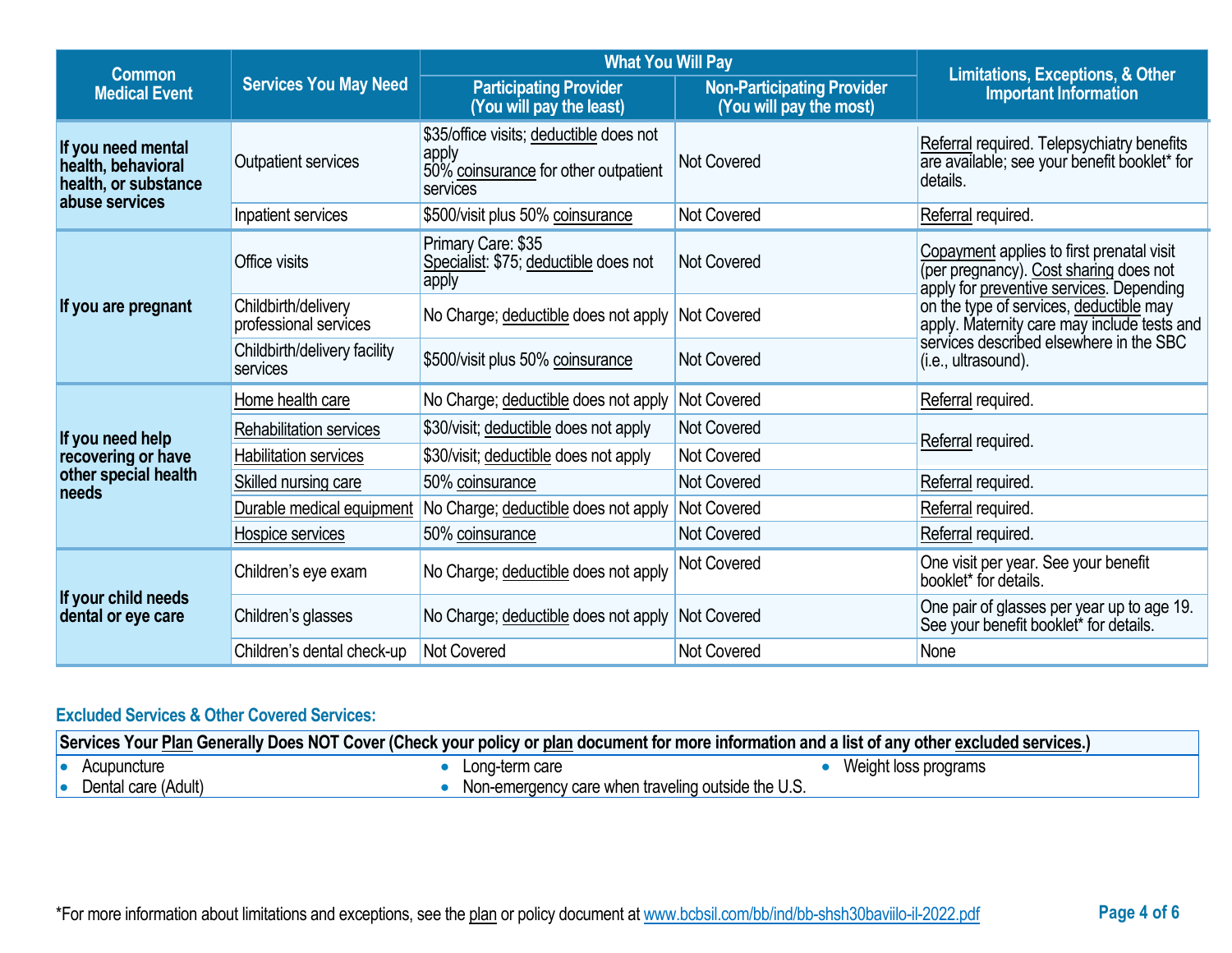| Common Medical Event | Services You May Need | What You Will Pay | | Limitations, Exceptions, & Other Important Information |
|---|---|---|---|---|
| | | Participating Provider (You will pay the least) | Non-Participating Provider (You will pay the most) | |
| If you need mental health, behavioral health, or substance abuse services | Outpatient services | $35/office visits; deductible does not apply<br>50% coinsurance for other outpatient services | Not Covered | Referral required. Telepsychiatry benefits are available; see your benefit booklet* for details. |
| | Inpatient services | $500/visit plus 50% coinsurance | Not Covered | Referral required. |
| If you are pregnant | Office visits | Primary Care: $35<br>Specialist: $75; deductible does not apply | Not Covered | Copayment applies to first prenatal visit (per pregnancy). Cost sharing does not apply for preventive services. Depending on the type of services, deductible may apply. Maternity care may include tests and services described elsewhere in the SBC (i.e., ultrasound). |
| | Childbirth/delivery professional services | No Charge; deductible does not apply | Not Covered | |
| | Childbirth/delivery facility services | $500/visit plus 50% coinsurance | Not Covered | |
| If you need help recovering or have other special health needs | Home health care | No Charge; deductible does not apply | Not Covered | Referral required. |
| | Rehabilitation services | $30/visit; deductible does not apply | Not Covered | Referral required. |
| | Habilitation services | $30/visit; deductible does not apply | Not Covered | |
| | Skilled nursing care | 50% coinsurance | Not Covered | Referral required. |
| | Durable medical equipment | No Charge; deductible does not apply | Not Covered | Referral required. |
| | Hospice services | 50% coinsurance | Not Covered | Referral required. |
| If your child needs dental or eye care | Children's eye exam | No Charge; deductible does not apply | Not Covered | One visit per year. See your benefit booklet* for details. |
| | Children's glasses | No Charge; deductible does not apply | Not Covered | One pair of glasses per year up to age 19. See your benefit booklet* for details. |
| | Children's dental check-up | Not Covered | Not Covered | None |

## Excluded Services & Other Covered Services:

**Services Your Plan Generally Does NOT Cover (Check your policy or plan document for more information and a list of any other excluded services.)**

- Acupuncture
- Dental care (Adult)
- Long-term care
- Non-emergency care when traveling outside the U.S.
- Weight loss programs

*For more information about limitations and exceptions, see the plan or policy document at www.bcbsil.com/bb/ind/bb-shsh30baviilo-il-2022.pdf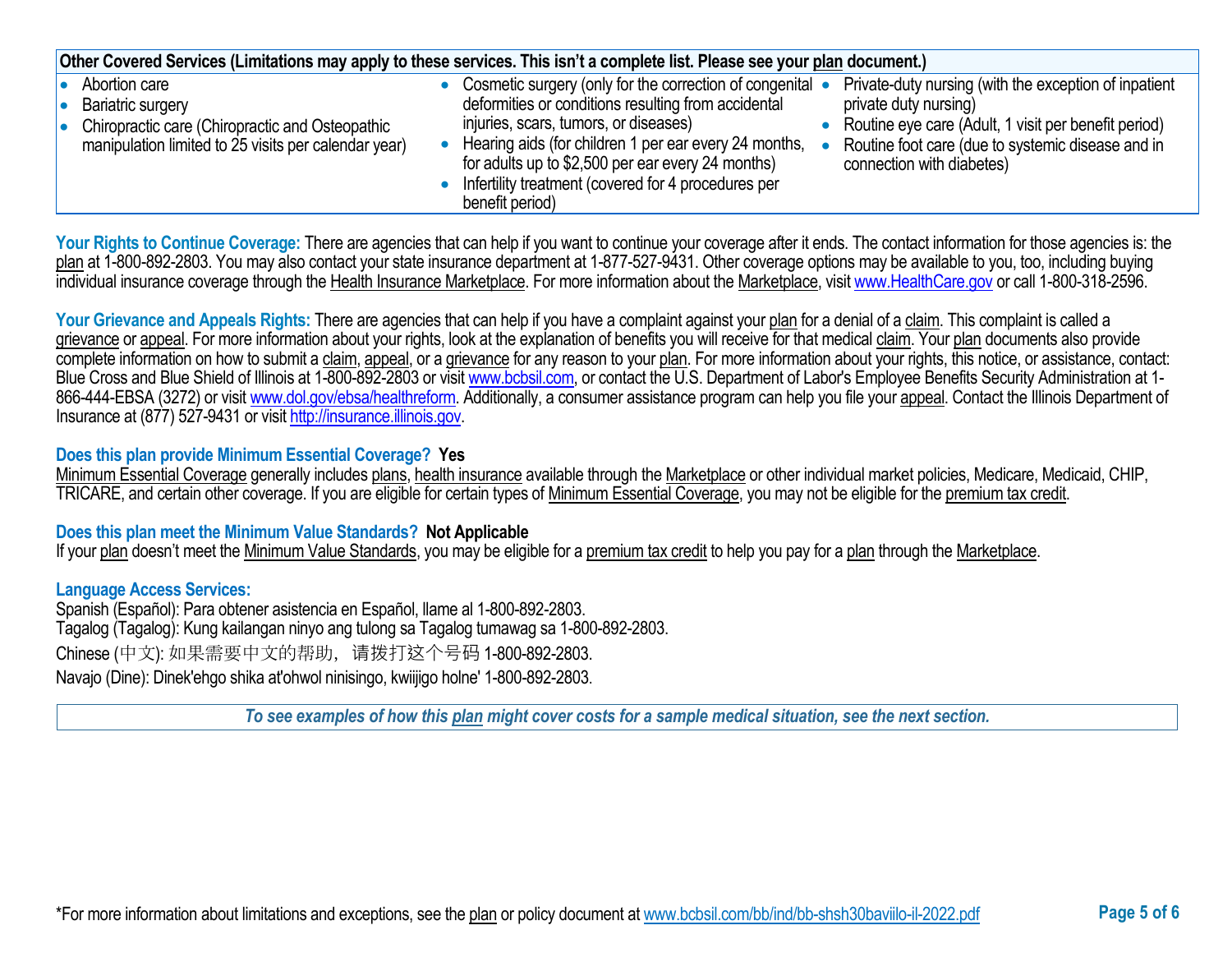| Other Covered Services (Limitations may apply to these services. This isn't a complete list. Please see your plan document.) | | |
|---|---|---|
| • Abortion care<br>• Bariatric surgery<br>• Chiropractic care (Chiropractic and Osteopathic manipulation limited to 25 visits per calendar year) | • Cosmetic surgery (only for the correction of congenital deformities or conditions resulting from accidental injuries, scars, tumors, or diseases)<br>• Hearing aids (for children 1 per ear every 24 months, for adults up to $2,500 per ear every 24 months)<br>• Infertility treatment (covered for 4 procedures per benefit period) | • Private-duty nursing (with the exception of inpatient private duty nursing)<br>• Routine eye care (Adult, 1 visit per benefit period)<br>• Routine foot care (due to systemic disease and in connection with diabetes) |

**Your Rights to Continue Coverage:** There are agencies that can help if you want to continue your coverage after it ends. The contact information for those agencies is: the plan at 1-800-892-2803. You may also contact your state insurance department at 1-877-527-9431. Other coverage options may be available to you, too, including buying individual insurance coverage through the Health Insurance Marketplace. For more information about the Marketplace, visit www.HealthCare.gov or call 1-800-318-2596.

**Your Grievance and Appeals Rights:** There are agencies that can help if you have a complaint against your plan for a denial of a claim. This complaint is called a grievance or appeal. For more information about your rights, look at the explanation of benefits you will receive for that medical claim. Your plan documents also provide complete information on how to submit a claim, appeal, or a grievance for any reason to your plan. For more information about your rights, this notice, or assistance, contact: Blue Cross and Blue Shield of Illinois at 1-800-892-2803 or visit www.bcbsil.com, or contact the U.S. Department of Labor's Employee Benefits Security Administration at 1-866-444-EBSA (3272) or visit www.dol.gov/ebsa/healthreform. Additionally, a consumer assistance program can help you file your appeal. Contact the Illinois Department of Insurance at (877) 527-9431 or visit http://insurance.illinois.gov.

**Does this plan provide Minimum Essential Coverage? Yes**

Minimum Essential Coverage generally includes plans, health insurance available through the Marketplace or other individual market policies, Medicare, Medicaid, CHIP, TRICARE, and certain other coverage. If you are eligible for certain types of Minimum Essential Coverage, you may not be eligible for the premium tax credit.

**Does this plan meet the Minimum Value Standards? Not Applicable**

If your plan doesn't meet the Minimum Value Standards, you may be eligible for a premium tax credit to help you pay for a plan through the Marketplace.

**Language Access Services:**

Spanish (Español): Para obtener asistencia en Español, llame al 1-800-892-2803.
Tagalog (Tagalog): Kung kailangan ninyo ang tulong sa Tagalog tumawag sa 1-800-892-2803.
Chinese (中文): 如果需要中文的帮助，请拨打这个号码 1-800-892-2803.
Navajo (Dine): Dinek'ehgo shika at'ohwol ninisingo, kwiijigo holne' 1-800-892-2803.

*To see examples of how this plan might cover costs for a sample medical situation, see the next section.*

*For more information about limitations and exceptions, see the plan or policy document at www.bcbsil.com/bb/ind/bb-shsh30baviilo-il-2022.pdf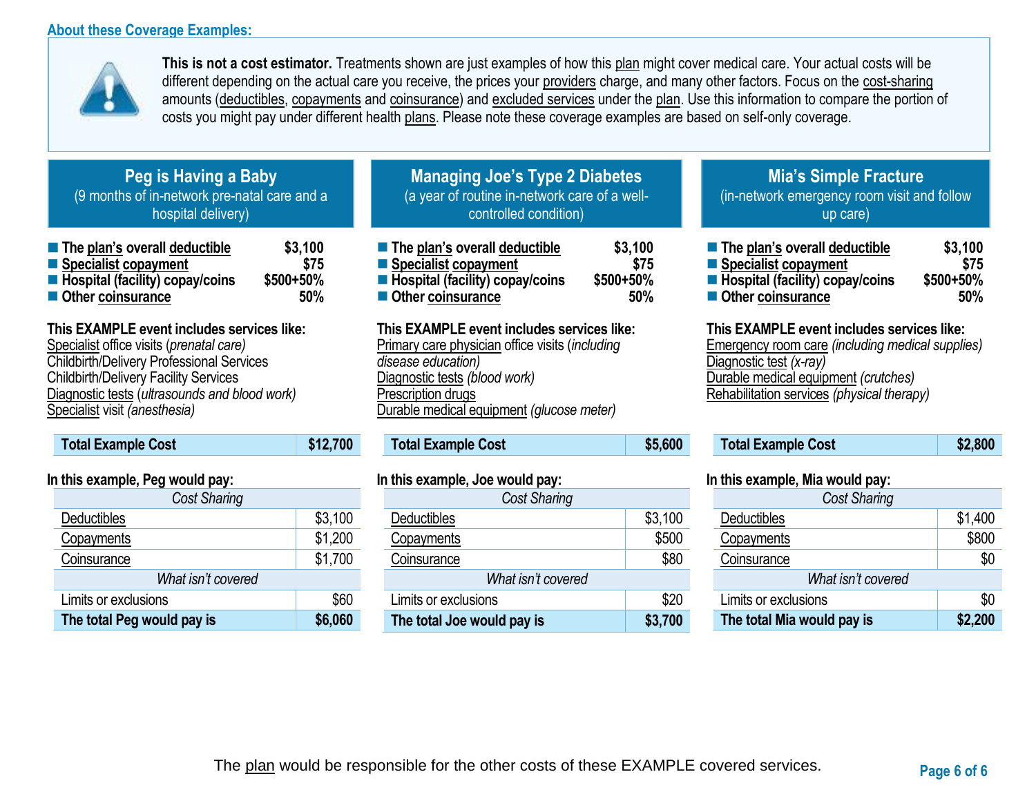## About these Coverage Examples:

**This is not a cost estimator.** Treatments shown are just examples of how this plan might cover medical care. Your actual costs will be different depending on the actual care you receive, the prices your providers charge, and many other factors. Focus on the cost-sharing amounts (deductibles, copayments and coinsurance) and excluded services under the plan. Use this information to compare the portion of costs you might pay under different health plans. Please note these coverage examples are based on self-only coverage.

### Peg is Having a Baby
(9 months of in-network pre-natal care and a hospital delivery)

| | |
|---|---|
| ■ **The plan's overall deductible** | **$3,100** |
| ■ **Specialist copayment** | **$75** |
| ■ **Hospital (facility) copay/coins** | **$500+50%** |
| ■ **Other coinsurance** | **50%** |

**This EXAMPLE event includes services like:**
Specialist office visits (*prenatal care*)
Childbirth/Delivery Professional Services
Childbirth/Delivery Facility Services
Diagnostic tests (*ultrasounds and blood work*)
Specialist visit *(anesthesia)*

| **Total Example Cost** | **$12,700** |
|---|---|

**In this example, Peg would pay:**

| *Cost Sharing* | |
|---|---|
| Deductibles | $3,100 |
| Copayments | $1,200 |
| Coinsurance | $1,700 |
| *What isn't covered* | |
| Limits or exclusions | $60 |
| **The total Peg would pay is** | **$6,060** |

### Managing Joe's Type 2 Diabetes
(a year of routine in-network care of a well-controlled condition)

| | |
|---|---|
| ■ **The plan's overall deductible** | **$3,100** |
| ■ **Specialist copayment** | **$75** |
| ■ **Hospital (facility) copay/coins** | **$500+50%** |
| ■ **Other coinsurance** | **50%** |

**This EXAMPLE event includes services like:**
Primary care physician office visits (*including disease education)*
Diagnostic tests *(blood work)*
Prescription drugs
Durable medical equipment *(glucose meter)*

| **Total Example Cost** | **$5,600** |
|---|---|

**In this example, Joe would pay:**

| *Cost Sharing* | |
|---|---|
| Deductibles | $3,100 |
| Copayments | $500 |
| Coinsurance | $80 |
| *What isn't covered* | |
| Limits or exclusions | $20 |
| **The total Joe would pay is** | **$3,700** |

### Mia's Simple Fracture
(in-network emergency room visit and follow up care)

| | |
|---|---|
| ■ **The plan's overall deductible** | **$3,100** |
| ■ **Specialist copayment** | **$75** |
| ■ **Hospital (facility) copay/coins** | **$500+50%** |
| ■ **Other coinsurance** | **50%** |

**This EXAMPLE event includes services like:**
Emergency room care *(including medical supplies)*
Diagnostic test *(x-ray)*
Durable medical equipment *(crutches)*
Rehabilitation services *(physical therapy)*

| **Total Example Cost** | **$2,800** |
|---|---|

**In this example, Mia would pay:**

| *Cost Sharing* | |
|---|---|
| Deductibles | $1,400 |
| Copayments | $800 |
| Coinsurance | $0 |
| *What isn't covered* | |
| Limits or exclusions | $0 |
| **The total Mia would pay is** | **$2,200** |

The plan would be responsible for the other costs of these EXAMPLE covered services.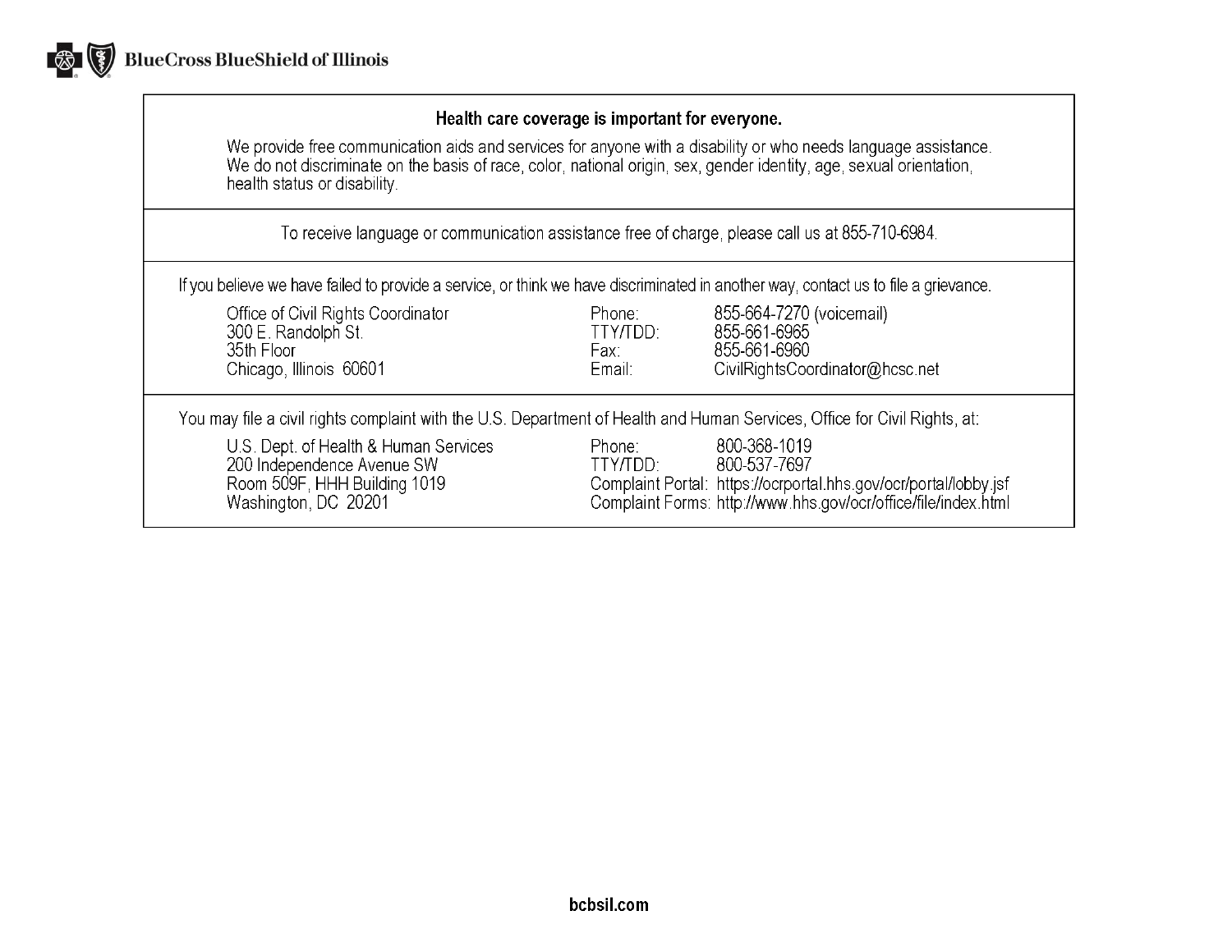BlueCross BlueShield of Illinois

## Health care coverage is important for everyone.

We provide free communication aids and services for anyone with a disability or who needs language assistance. We do not discriminate on the basis of race, color, national origin, sex, gender identity, age, sexual orientation, health status or disability.

To receive language or communication assistance free of charge, please call us at 855-710-6984.

If you believe we have failed to provide a service, or think we have discriminated in another way, contact us to file a grievance.

| | | |
|---|---|---|
| Office of Civil Rights Coordinator<br>300 E. Randolph St.<br>35th Floor<br>Chicago, Illinois 60601 | Phone:<br>TTY/TDD:<br>Fax:<br>Email: | 855-664-7270 (voicemail)<br>855-661-6965<br>855-661-6960<br>CivilRightsCoordinator@hcsc.net |

You may file a civil rights complaint with the U.S. Department of Health and Human Services, Office for Civil Rights, at:

| | | |
|---|---|---|
| U.S. Dept. of Health & Human Services<br>200 Independence Avenue SW<br>Room 509F, HHH Building 1019<br>Washington, DC 20201 | Phone:<br>TTY/TDD:<br>Complaint Portal:<br>Complaint Forms: | 800-368-1019<br>800-537-7697<br>https://ocrportal.hhs.gov/ocr/portal/lobby.jsf<br>http://www.hhs.gov/ocr/office/file/index.html |

bcbsil.com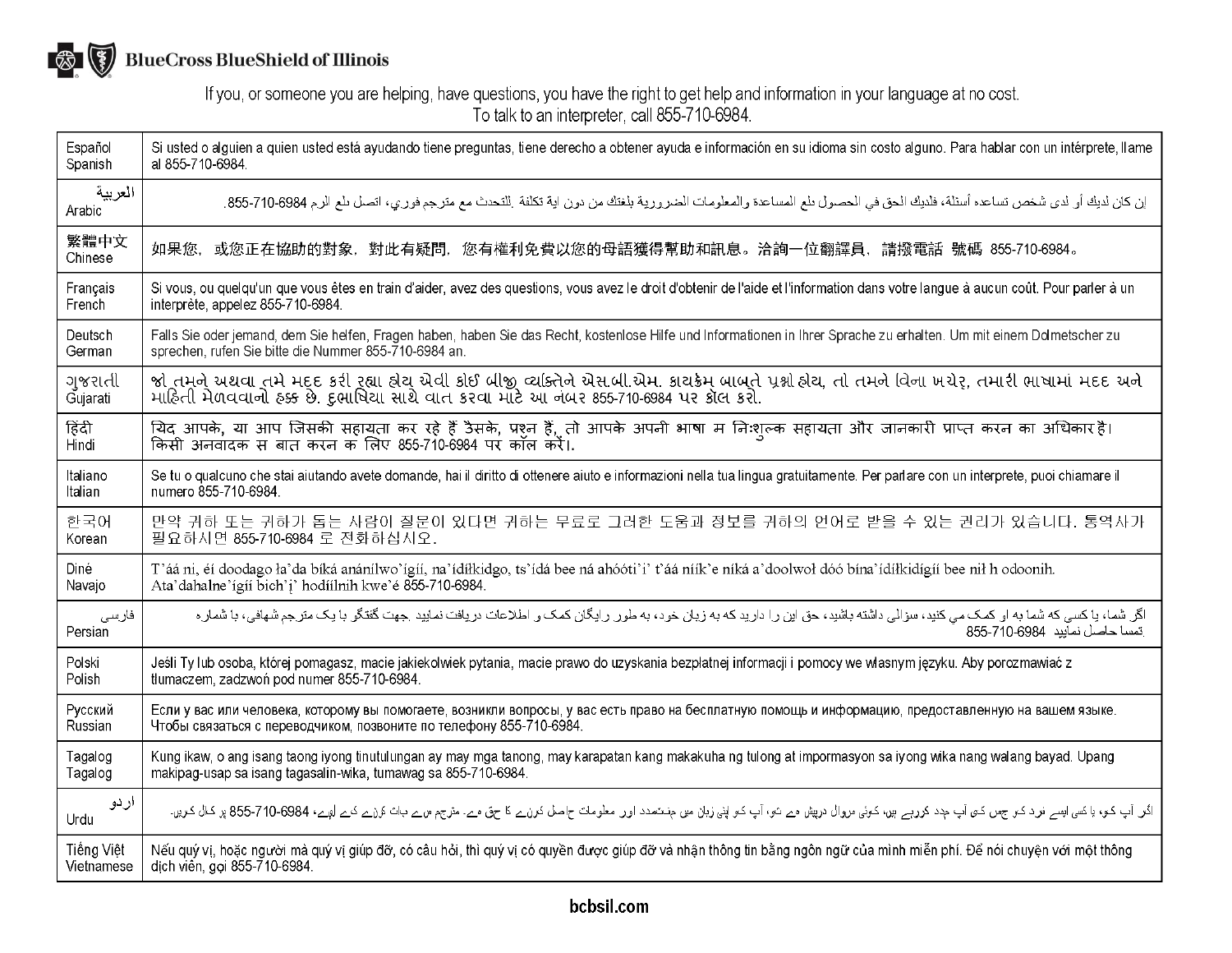BlueCross BlueShield of Illinois

If you, or someone you are helping, have questions, you have the right to get help and information in your language at no cost. To talk to an interpreter, call 855-710-6984.

| | |
|---|---|
| Español Spanish | Si usted o alguien a quien usted está ayudando tiene preguntas, tiene derecho a obtener ayuda e información en su idioma sin costo alguno. Para hablar con un intérprete, llame al 855-710-6984. |
| العربية Arabic | إن كان لديك أو لدى شخص تساعده أسئلة، فلديك الحق في الحصول على المساعدة والمعلومات الضرورية بلغتك من دون اية تكلفة .للتحدث مع مترجم فوري، اتصل على الرقم 855-710-6984. |
| 繁體中文 Chinese | 如果您，或您正在協助的對象，對此有疑問，您有權利免費以您的母語獲得幫助和訊息。洽詢一位翻譯員，請撥電話 號碼 855-710-6984。 |
| Français French | Si vous, ou quelqu'un que vous êtes en train d'aider, avez des questions, vous avez le droit d'obtenir de l'aide et l'information dans votre langue à aucun coût. Pour parler à un interprète, appelez 855-710-6984. |
| Deutsch German | Falls Sie oder jemand, dem Sie helfen, Fragen haben, haben Sie das Recht, kostenlose Hilfe und Informationen in Ihrer Sprache zu erhalten. Um mit einem Dolmetscher zu sprechen, rufen Sie bitte die Nummer 855-710-6984 an. |
| ગુજરાતી Gujarati | જો તમને અથવા તમે મદદ કરી રહ્યા હોય એવી કોઈ બીજી વ્યક્તિને એસ.બી.એમ. કાયક્રમ બાબતે પ્રશ્નો હોય, તો તમને વિના ખર્ચે, તમારી ભાષામાં મદદ અને માહિતી મેળવવાનો હક્ક છે. દુભાષિયા સાથે વાત કરવા માટે આ નંબર 855-710-6984 પર કૉલ કરો. |
| हिंदी Hindi | यदि आपके, या आप जिसकी सहायता कर रहे हैं उसके, प्रश्न हैं, तो आपके अपनी भाषा म निःशुल्क सहायता और जानकारी प्राप्त करन का अधिकार है। किसी अनवादक स बात करन क लिए 855-710-6984 पर कॉल करें। |
| Italiano Italian | Se tu o qualcuno che stai aiutando avete domande, hai il diritto di ottenere aiuto e informazioni nella tua lingua gratuitamente. Per parlare con un interprete, puoi chiamare il numero 855-710-6984. |
| 한국어 Korean | 만약 귀하 또는 귀하가 돕는 사람이 질문이 있다면 귀하는 무료로 그러한 도움과 정보를 귀하의 언어로 받을 수 있는 권리가 있습니다. 통역사가 필요하시면 855-710-6984 로 전화하십시오. |
| Diné Navajo | T'áá ni, éí doodago ła'da bíká anánílwo'ígíí, na'ídíłkidgo, ts'ídá bee ná ahóóti'i' t'áá níík'e níká a'doolwoł dóó bína'ídíłkidígíí bee nił h odoonih. Ata'dahalne'ígíí bich'į' hodíílnih kwe'é 855-710-6984. |
| فارسی Persian | اگر شما، یا کسی که شما به او کمک می کنید، سؤالی داشته باشید، حق این را دارید که به زبان خود، به طور رایگان کمک و اطلاعات دریافت نمایید. جهت گفتگو با یک مترجم شفاهی، با شماره 855-710-6984 تماس حاصل نمایید. |
| Polski Polish | Jeśli Ty lub osoba, której pomagasz, macie jakiekolwiek pytania, macie prawo do uzyskania bezpłatnej informacji i pomocy we własnym języku. Aby porozmawiać z tłumaczem, zadzwoń pod numer 855-710-6984. |
| Русский Russian | Если у вас или человека, которому вы помогаете, возникли вопросы, у вас есть право на бесплатную помощь и информацию, предоставленную на вашем языке. Чтобы связаться с переводчиком, позвоните по телефону 855-710-6984. |
| Tagalog Tagalog | Kung ikaw, o ang isang taong iyong tinutulungan ay may mga tanong, may karapatan kang makakuha ng tulong at impormasyon sa iyong wika nang walang bayad. Upang makipag-usap sa isang tagasalin-wika, tumawag sa 855-710-6984. |
| اردو Urdu | اگر آپ کو، یا کسی ایسے فرد کو جس کی آپ مدد کررہے ہیں، کوئی سوال درپیش ہے تو، آپ کو اپنی زبان میں مفت مدد اور معلومات حاصل کرنے کا حق ہے۔ مترجم سے بات کرنے کے لیے، 855-710-6984 پر کال کریں۔ |
| Tiếng Việt Vietnamese | Nếu quý vị, hoặc người mà quý vị giúp đỡ, có câu hỏi, thì quý vị có quyền được giúp đỡ và nhận thông tin bằng ngôn ngữ của mình miễn phí. Để nói chuyện với một thông dịch viên, gọi 855-710-6984. |

bcbsil.com